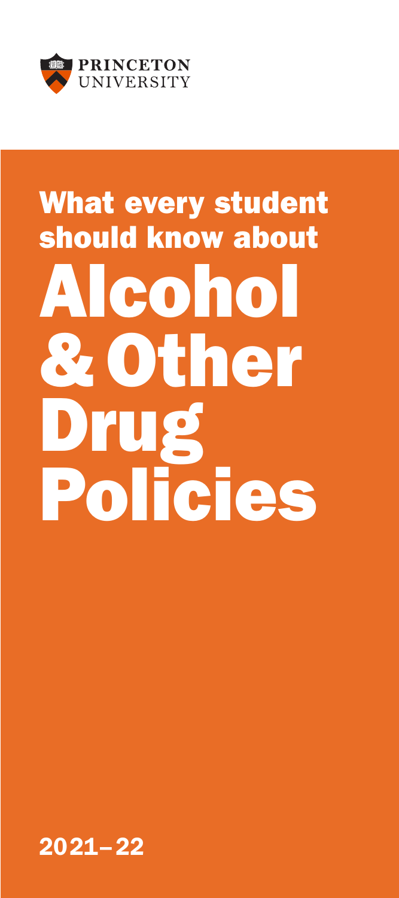PRINCETON UNIVERSITY

# What every student should know about Alcohol & Other Drug Policies

2021–22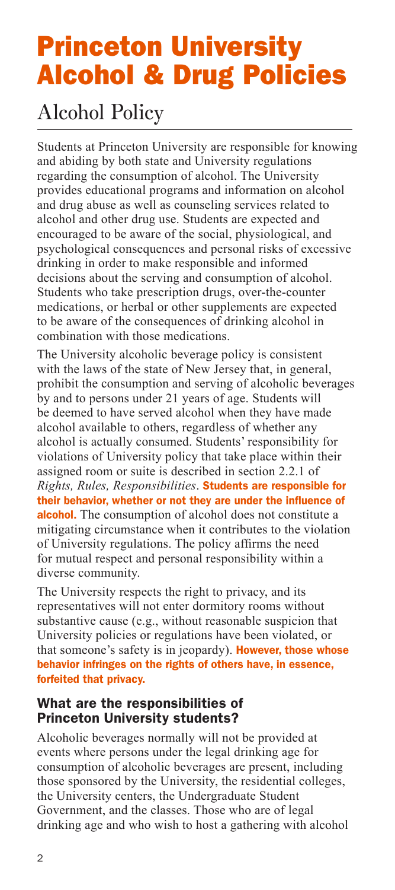# Princeton University Alcohol & Drug Policies

## Alcohol Policy

Students at Princeton University are responsible for knowing and abiding by both state and University regulations regarding the consumption of alcohol. The University provides educational programs and information on alcohol and drug abuse as well as counseling services related to alcohol and other drug use. Students are expected and encouraged to be aware of the social, physiological, and psychological consequences and personal risks of excessive drinking in order to make responsible and informed decisions about the serving and consumption of alcohol. Students who take prescription drugs, over-the-counter medications, or herbal or other supplements are expected to be aware of the consequences of drinking alcohol in combination with those medications.

The University alcoholic beverage policy is consistent with the laws of the state of New Jersey that, in general, prohibit the consumption and serving of alcoholic beverages by and to persons under 21 years of age. Students will be deemed to have served alcohol when they have made alcohol available to others, regardless of whether any alcohol is actually consumed. Students' responsibility for violations of University policy that take place within their assigned room or suite is described in section 2.2.1 of *Rights, Rules, Responsibilities*. **Students are responsible for their behavior, whether or not they are under the influence of alcohol.** The consumption of alcohol does not constitute a mitigating circumstance when it contributes to the violation of University regulations. The policy affirms the need for mutual respect and personal responsibility within a diverse community.

The University respects the right to privacy, and its representatives will not enter dormitory rooms without substantive cause (e.g., without reasonable suspicion that University policies or regulations have been violated, or that someone's safety is in jeopardy). **However, those whose behavior infringes on the rights of others have, in essence, forfeited that privacy.**

### What are the responsibilities of Princeton University students?

Alcoholic beverages normally will not be provided at events where persons under the legal drinking age for consumption of alcoholic beverages are present, including those sponsored by the University, the residential colleges, the University centers, the Undergraduate Student Government, and the classes. Those who are of legal drinking age and who wish to host a gathering with alcohol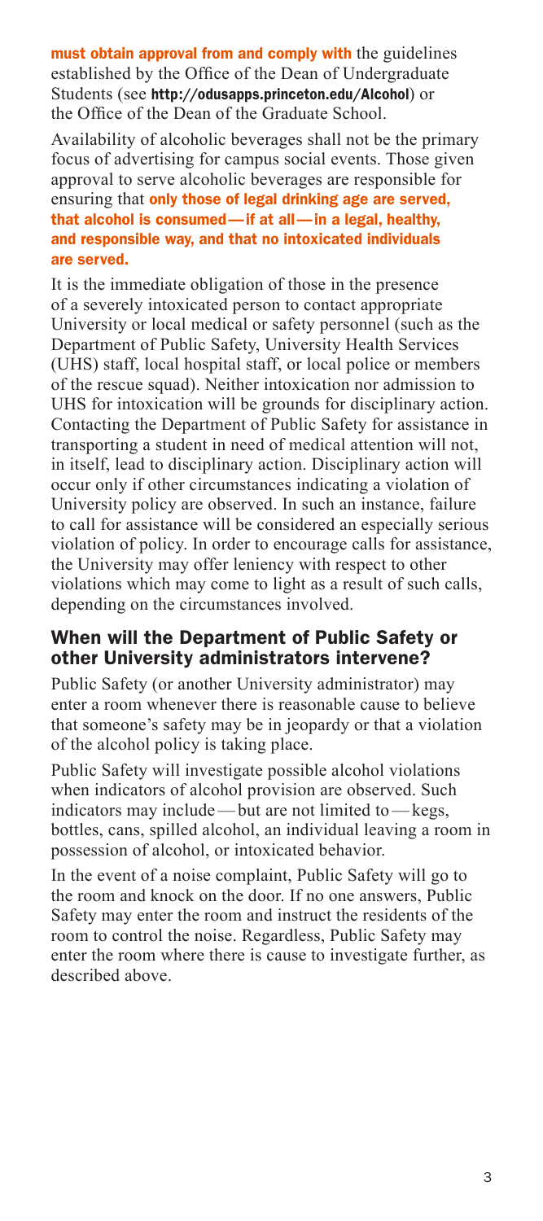**must obtain approval from and comply with** the guidelines established by the Office of the Dean of Undergraduate Students (see **http://odusapps.princeton.edu/Alcohol**) or the Office of the Dean of the Graduate School.

Availability of alcoholic beverages shall not be the primary focus of advertising for campus social events. Those given approval to serve alcoholic beverages are responsible for ensuring that **only those of legal drinking age are served, that alcohol is consumed—if at all—in a legal, healthy, and responsible way, and that no intoxicated individuals are served.**

It is the immediate obligation of those in the presence of a severely intoxicated person to contact appropriate University or local medical or safety personnel (such as the Department of Public Safety, University Health Services (UHS) staff, local hospital staff, or local police or members of the rescue squad). Neither intoxication nor admission to UHS for intoxication will be grounds for disciplinary action. Contacting the Department of Public Safety for assistance in transporting a student in need of medical attention will not, in itself, lead to disciplinary action. Disciplinary action will occur only if other circumstances indicating a violation of University policy are observed. In such an instance, failure to call for assistance will be considered an especially serious violation of policy. In order to encourage calls for assistance, the University may offer leniency with respect to other violations which may come to light as a result of such calls, depending on the circumstances involved.

## When will the Department of Public Safety or other University administrators intervene?

Public Safety (or another University administrator) may enter a room whenever there is reasonable cause to believe that someone's safety may be in jeopardy or that a violation of the alcohol policy is taking place.

Public Safety will investigate possible alcohol violations when indicators of alcohol provision are observed. Such indicators may include—but are not limited to—kegs, bottles, cans, spilled alcohol, an individual leaving a room in possession of alcohol, or intoxicated behavior.

In the event of a noise complaint, Public Safety will go to the room and knock on the door. If no one answers, Public Safety may enter the room and instruct the residents of the room to control the noise. Regardless, Public Safety may enter the room where there is cause to investigate further, as described above.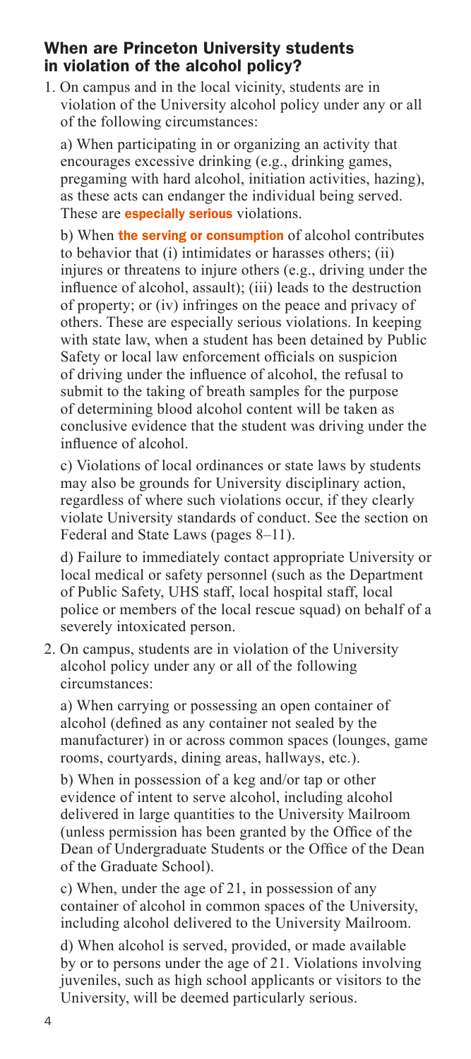## When are Princeton University students in violation of the alcohol policy?

1. On campus and in the local vicinity, students are in violation of the University alcohol policy under any or all of the following circumstances:

   a) When participating in or organizing an activity that encourages excessive drinking (e.g., drinking games, pregaming with hard alcohol, initiation activities, hazing), as these acts can endanger the individual being served. These are **especially serious** violations.

   b) When **the serving or consumption** of alcohol contributes to behavior that (i) intimidates or harasses others; (ii) injures or threatens to injure others (e.g., driving under the influence of alcohol, assault); (iii) leads to the destruction of property; or (iv) infringes on the peace and privacy of others. These are especially serious violations. In keeping with state law, when a student has been detained by Public Safety or local law enforcement officials on suspicion of driving under the influence of alcohol, the refusal to submit to the taking of breath samples for the purpose of determining blood alcohol content will be taken as conclusive evidence that the student was driving under the influence of alcohol.

   c) Violations of local ordinances or state laws by students may also be grounds for University disciplinary action, regardless of where such violations occur, if they clearly violate University standards of conduct. See the section on Federal and State Laws (pages 8–11).

   d) Failure to immediately contact appropriate University or local medical or safety personnel (such as the Department of Public Safety, UHS staff, local hospital staff, local police or members of the local rescue squad) on behalf of a severely intoxicated person.

2. On campus, students are in violation of the University alcohol policy under any or all of the following circumstances:

   a) When carrying or possessing an open container of alcohol (defined as any container not sealed by the manufacturer) in or across common spaces (lounges, game rooms, courtyards, dining areas, hallways, etc.).

   b) When in possession of a keg and/or tap or other evidence of intent to serve alcohol, including alcohol delivered in large quantities to the University Mailroom (unless permission has been granted by the Office of the Dean of Undergraduate Students or the Office of the Dean of the Graduate School).

   c) When, under the age of 21, in possession of any container of alcohol in common spaces of the University, including alcohol delivered to the University Mailroom.

   d) When alcohol is served, provided, or made available by or to persons under the age of 21. Violations involving juveniles, such as high school applicants or visitors to the University, will be deemed particularly serious.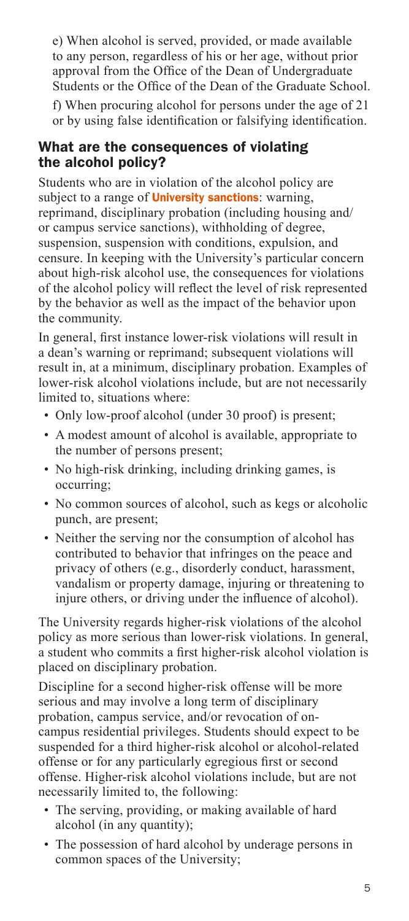e) When alcohol is served, provided, or made available to any person, regardless of his or her age, without prior approval from the Office of the Dean of Undergraduate Students or the Office of the Dean of the Graduate School.

f) When procuring alcohol for persons under the age of 21 or by using false identification or falsifying identification.

## What are the consequences of violating the alcohol policy?

Students who are in violation of the alcohol policy are subject to a range of **University sanctions**: warning, reprimand, disciplinary probation (including housing and/or campus service sanctions), withholding of degree, suspension, suspension with conditions, expulsion, and censure. In keeping with the University's particular concern about high-risk alcohol use, the consequences for violations of the alcohol policy will reflect the level of risk represented by the behavior as well as the impact of the behavior upon the community.

In general, first instance lower-risk violations will result in a dean's warning or reprimand; subsequent violations will result in, at a minimum, disciplinary probation. Examples of lower-risk alcohol violations include, but are not necessarily limited to, situations where:

- Only low-proof alcohol (under 30 proof) is present;
- A modest amount of alcohol is available, appropriate to the number of persons present;
- No high-risk drinking, including drinking games, is occurring;
- No common sources of alcohol, such as kegs or alcoholic punch, are present;
- Neither the serving nor the consumption of alcohol has contributed to behavior that infringes on the peace and privacy of others (e.g., disorderly conduct, harassment, vandalism or property damage, injuring or threatening to injure others, or driving under the influence of alcohol).

The University regards higher-risk violations of the alcohol policy as more serious than lower-risk violations. In general, a student who commits a first higher-risk alcohol violation is placed on disciplinary probation.

Discipline for a second higher-risk offense will be more serious and may involve a long term of disciplinary probation, campus service, and/or revocation of on-campus residential privileges. Students should expect to be suspended for a third higher-risk alcohol or alcohol-related offense or for any particularly egregious first or second offense. Higher-risk alcohol violations include, but are not necessarily limited to, the following:

- The serving, providing, or making available of hard alcohol (in any quantity);
- The possession of hard alcohol by underage persons in common spaces of the University;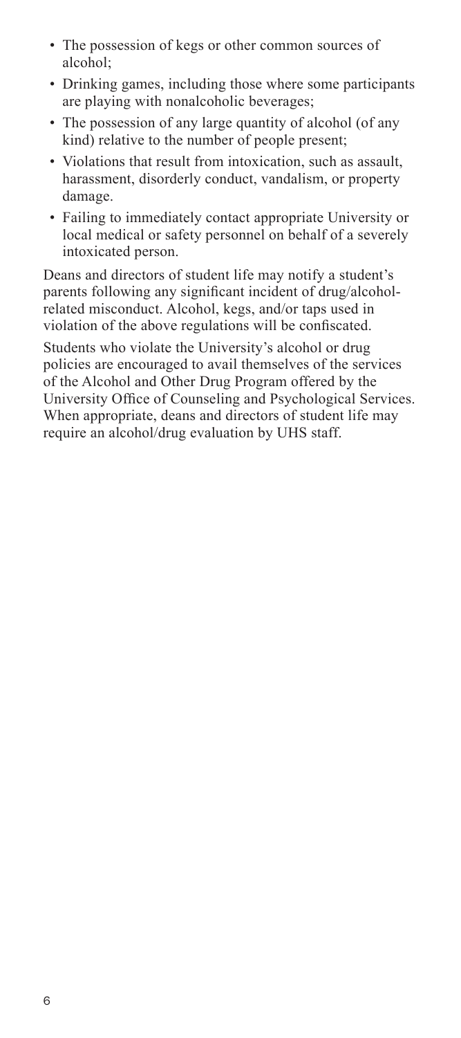- The possession of kegs or other common sources of alcohol;
- Drinking games, including those where some participants are playing with nonalcoholic beverages;
- The possession of any large quantity of alcohol (of any kind) relative to the number of people present;
- Violations that result from intoxication, such as assault, harassment, disorderly conduct, vandalism, or property damage.
- Failing to immediately contact appropriate University or local medical or safety personnel on behalf of a severely intoxicated person.

Deans and directors of student life may notify a student's parents following any significant incident of drug/alcohol-related misconduct. Alcohol, kegs, and/or taps used in violation of the above regulations will be confiscated.

Students who violate the University's alcohol or drug policies are encouraged to avail themselves of the services of the Alcohol and Other Drug Program offered by the University Office of Counseling and Psychological Services. When appropriate, deans and directors of student life may require an alcohol/drug evaluation by UHS staff.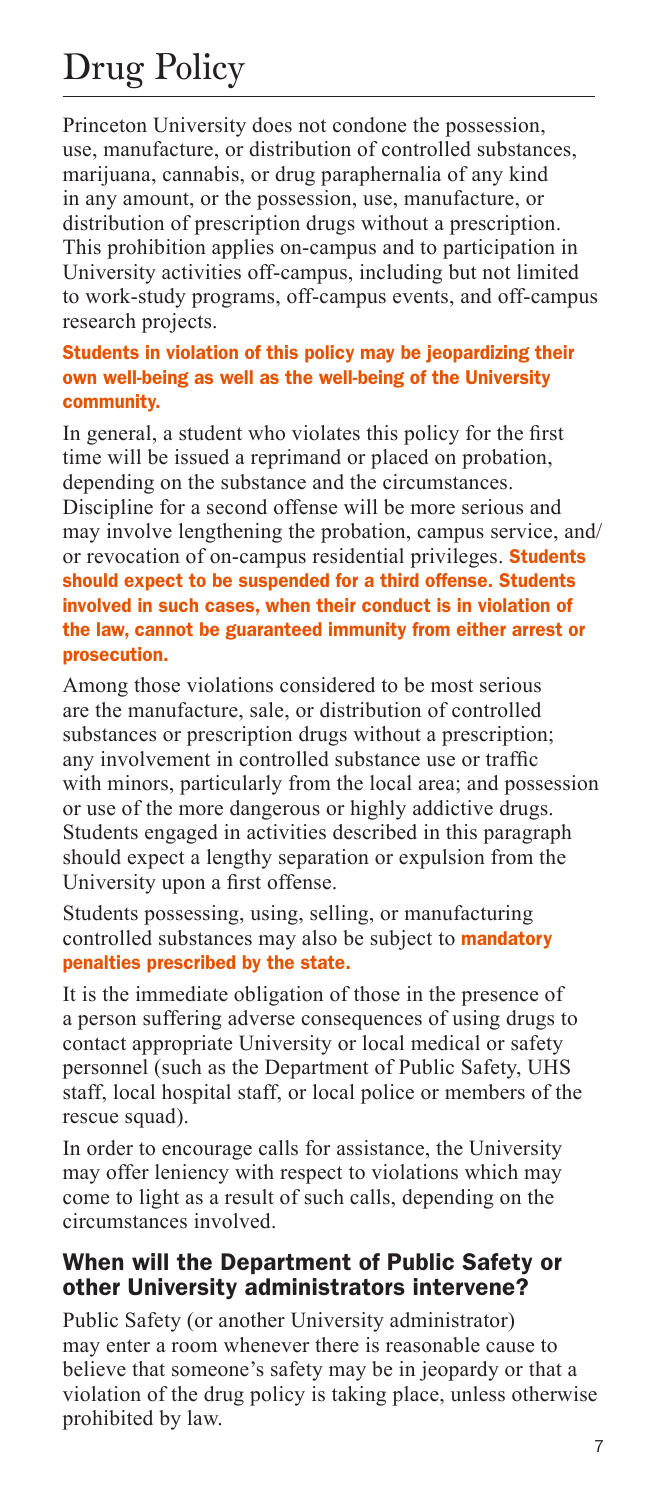# Drug Policy

Princeton University does not condone the possession, use, manufacture, or distribution of controlled substances, marijuana, cannabis, or drug paraphernalia of any kind in any amount, or the possession, use, manufacture, or distribution of prescription drugs without a prescription. This prohibition applies on-campus and to participation in University activities off-campus, including but not limited to work-study programs, off-campus events, and off-campus research projects.

**Students in violation of this policy may be jeopardizing their own well-being as well as the well-being of the University community.**

In general, a student who violates this policy for the first time will be issued a reprimand or placed on probation, depending on the substance and the circumstances. Discipline for a second offense will be more serious and may involve lengthening the probation, campus service, and/or revocation of on-campus residential privileges. **Students should expect to be suspended for a third offense. Students involved in such cases, when their conduct is in violation of the law, cannot be guaranteed immunity from either arrest or prosecution.**

Among those violations considered to be most serious are the manufacture, sale, or distribution of controlled substances or prescription drugs without a prescription; any involvement in controlled substance use or traffic with minors, particularly from the local area; and possession or use of the more dangerous or highly addictive drugs. Students engaged in activities described in this paragraph should expect a lengthy separation or expulsion from the University upon a first offense.

Students possessing, using, selling, or manufacturing controlled substances may also be subject to **mandatory penalties prescribed by the state.**

It is the immediate obligation of those in the presence of a person suffering adverse consequences of using drugs to contact appropriate University or local medical or safety personnel (such as the Department of Public Safety, UHS staff, local hospital staff, or local police or members of the rescue squad).

In order to encourage calls for assistance, the University may offer leniency with respect to violations which may come to light as a result of such calls, depending on the circumstances involved.

## When will the Department of Public Safety or other University administrators intervene?

Public Safety (or another University administrator) may enter a room whenever there is reasonable cause to believe that someone's safety may be in jeopardy or that a violation of the drug policy is taking place, unless otherwise prohibited by law.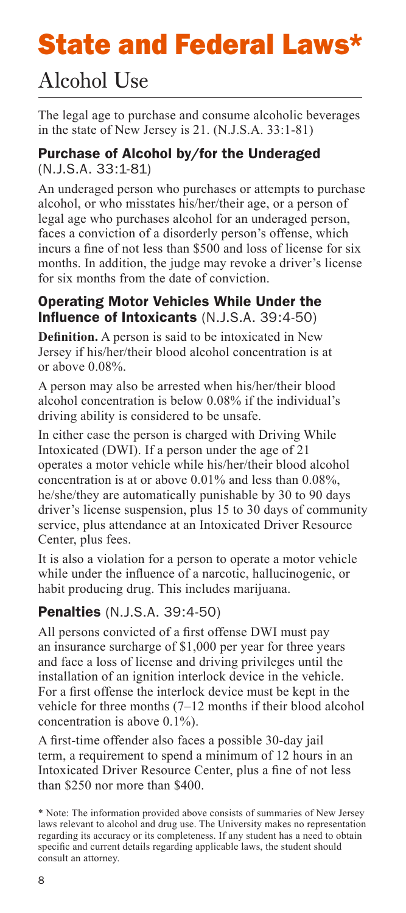# State and Federal Laws*

## Alcohol Use

The legal age to purchase and consume alcoholic beverages in the state of New Jersey is 21. (N.J.S.A. 33:1-81)

### Purchase of Alcohol by/for the Underaged (N.J.S.A. 33:1-81)

An underaged person who purchases or attempts to purchase alcohol, or who misstates his/her/their age, or a person of legal age who purchases alcohol for an underaged person, faces a conviction of a disorderly person's offense, which incurs a fine of not less than $500 and loss of license for six months. In addition, the judge may revoke a driver's license for six months from the date of conviction.

### Operating Motor Vehicles While Under the Influence of Intoxicants (N.J.S.A. 39:4-50)

**Definition.** A person is said to be intoxicated in New Jersey if his/her/their blood alcohol concentration is at or above 0.08%.

A person may also be arrested when his/her/their blood alcohol concentration is below 0.08% if the individual's driving ability is considered to be unsafe.

In either case the person is charged with Driving While Intoxicated (DWI). If a person under the age of 21 operates a motor vehicle while his/her/their blood alcohol concentration is at or above 0.01% and less than 0.08%, he/she/they are automatically punishable by 30 to 90 days driver's license suspension, plus 15 to 30 days of community service, plus attendance at an Intoxicated Driver Resource Center, plus fees.

It is also a violation for a person to operate a motor vehicle while under the influence of a narcotic, hallucinogenic, or habit producing drug. This includes marijuana.

### Penalties (N.J.S.A. 39:4-50)

All persons convicted of a first offense DWI must pay an insurance surcharge of $1,000 per year for three years and face a loss of license and driving privileges until the installation of an ignition interlock device in the vehicle. For a first offense the interlock device must be kept in the vehicle for three months (7–12 months if their blood alcohol concentration is above 0.1%).

A first-time offender also faces a possible 30-day jail term, a requirement to spend a minimum of 12 hours in an Intoxicated Driver Resource Center, plus a fine of not less than $250 nor more than $400.

* Note: The information provided above consists of summaries of New Jersey laws relevant to alcohol and drug use. The University makes no representation regarding its accuracy or its completeness. If any student has a need to obtain specific and current details regarding applicable laws, the student should consult an attorney.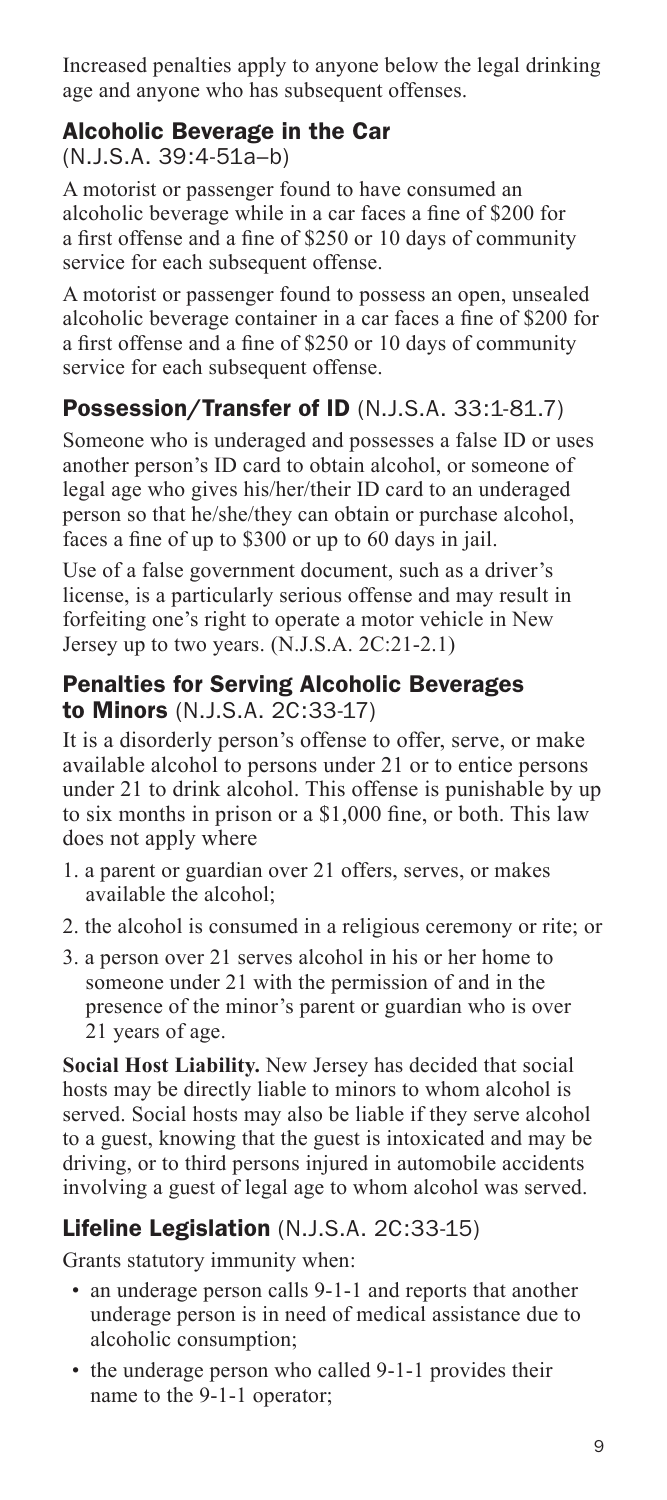Increased penalties apply to anyone below the legal drinking age and anyone who has subsequent offenses.

## Alcoholic Beverage in the Car (N.J.S.A. 39:4-51a–b)

A motorist or passenger found to have consumed an alcoholic beverage while in a car faces a fine of $200 for a first offense and a fine of $250 or 10 days of community service for each subsequent offense.

A motorist or passenger found to possess an open, unsealed alcoholic beverage container in a car faces a fine of $200 for a first offense and a fine of $250 or 10 days of community service for each subsequent offense.

## Possession/Transfer of ID (N.J.S.A. 33:1-81.7)

Someone who is underaged and possesses a false ID or uses another person's ID card to obtain alcohol, or someone of legal age who gives his/her/their ID card to an underaged person so that he/she/they can obtain or purchase alcohol, faces a fine of up to $300 or up to 60 days in jail.

Use of a false government document, such as a driver's license, is a particularly serious offense and may result in forfeiting one's right to operate a motor vehicle in New Jersey up to two years. (N.J.S.A. 2C:21-2.1)

## Penalties for Serving Alcoholic Beverages to Minors (N.J.S.A. 2C:33-17)

It is a disorderly person's offense to offer, serve, or make available alcohol to persons under 21 or to entice persons under 21 to drink alcohol. This offense is punishable by up to six months in prison or a $1,000 fine, or both. This law does not apply where

1. a parent or guardian over 21 offers, serves, or makes available the alcohol;
2. the alcohol is consumed in a religious ceremony or rite; or
3. a person over 21 serves alcohol in his or her home to someone under 21 with the permission of and in the presence of the minor's parent or guardian who is over 21 years of age.

**Social Host Liability.** New Jersey has decided that social hosts may be directly liable to minors to whom alcohol is served. Social hosts may also be liable if they serve alcohol to a guest, knowing that the guest is intoxicated and may be driving, or to third persons injured in automobile accidents involving a guest of legal age to whom alcohol was served.

## Lifeline Legislation (N.J.S.A. 2C:33-15)

Grants statutory immunity when:

- an underage person calls 9-1-1 and reports that another underage person is in need of medical assistance due to alcoholic consumption;
- the underage person who called 9-1-1 provides their name to the 9-1-1 operator;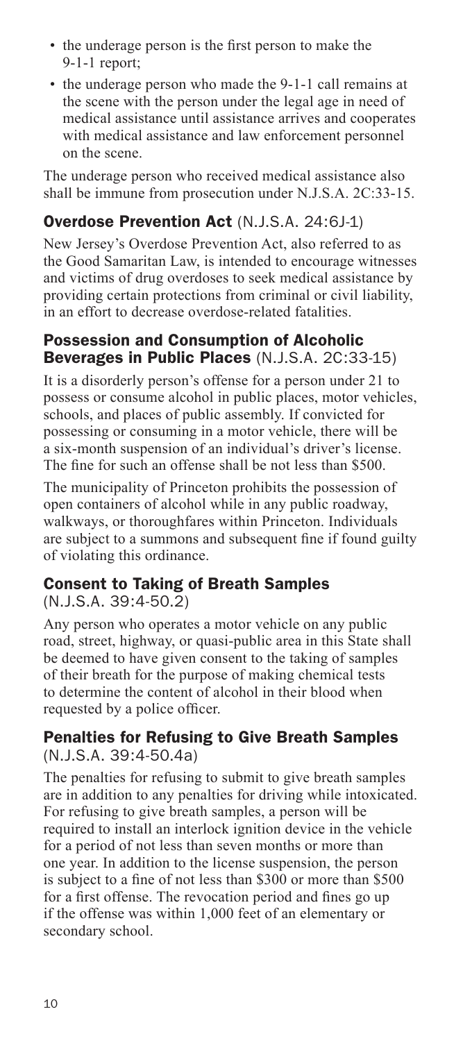- the underage person is the first person to make the 9-1-1 report;
- the underage person who made the 9-1-1 call remains at the scene with the person under the legal age in need of medical assistance until assistance arrives and cooperates with medical assistance and law enforcement personnel on the scene.

The underage person who received medical assistance also shall be immune from prosecution under N.J.S.A. 2C:33-15.

### Overdose Prevention Act (N.J.S.A. 24:6J-1)

New Jersey's Overdose Prevention Act, also referred to as the Good Samaritan Law, is intended to encourage witnesses and victims of drug overdoses to seek medical assistance by providing certain protections from criminal or civil liability, in an effort to decrease overdose-related fatalities.

### Possession and Consumption of Alcoholic Beverages in Public Places (N.J.S.A. 2C:33-15)

It is a disorderly person's offense for a person under 21 to possess or consume alcohol in public places, motor vehicles, schools, and places of public assembly. If convicted for possessing or consuming in a motor vehicle, there will be a six-month suspension of an individual's driver's license. The fine for such an offense shall be not less than $500.

The municipality of Princeton prohibits the possession of open containers of alcohol while in any public roadway, walkways, or thoroughfares within Princeton. Individuals are subject to a summons and subsequent fine if found guilty of violating this ordinance.

### Consent to Taking of Breath Samples (N.J.S.A. 39:4-50.2)

Any person who operates a motor vehicle on any public road, street, highway, or quasi-public area in this State shall be deemed to have given consent to the taking of samples of their breath for the purpose of making chemical tests to determine the content of alcohol in their blood when requested by a police officer.

### Penalties for Refusing to Give Breath Samples (N.J.S.A. 39:4-50.4a)

The penalties for refusing to submit to give breath samples are in addition to any penalties for driving while intoxicated. For refusing to give breath samples, a person will be required to install an interlock ignition device in the vehicle for a period of not less than seven months or more than one year. In addition to the license suspension, the person is subject to a fine of not less than $300 or more than $500 for a first offense. The revocation period and fines go up if the offense was within 1,000 feet of an elementary or secondary school.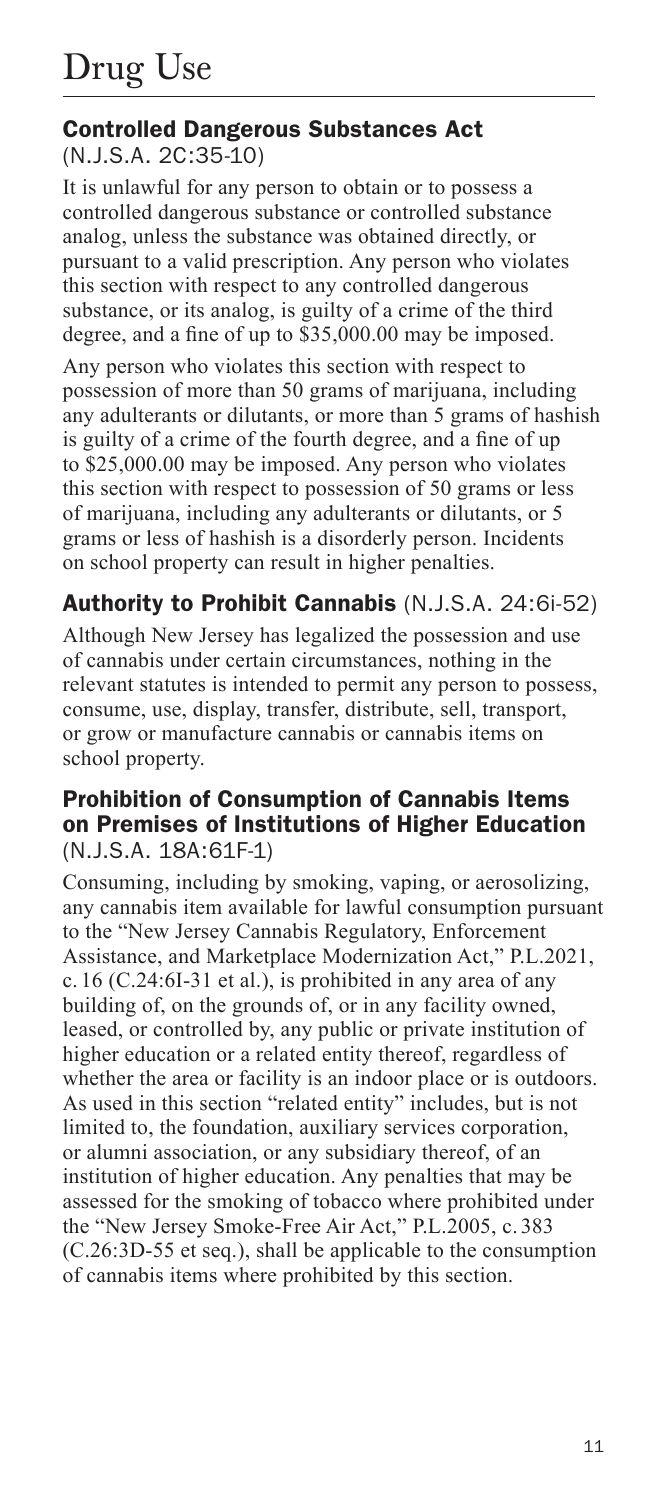# Drug Use

## Controlled Dangerous Substances Act

(N.J.S.A. 2C:35-10)

It is unlawful for any person to obtain or to possess a controlled dangerous substance or controlled substance analog, unless the substance was obtained directly, or pursuant to a valid prescription. Any person who violates this section with respect to any controlled dangerous substance, or its analog, is guilty of a crime of the third degree, and a fine of up to $35,000.00 may be imposed.

Any person who violates this section with respect to possession of more than 50 grams of marijuana, including any adulterants or dilutants, or more than 5 grams of hashish is guilty of a crime of the fourth degree, and a fine of up to $25,000.00 may be imposed. Any person who violates this section with respect to possession of 50 grams or less of marijuana, including any adulterants or dilutants, or 5 grams or less of hashish is a disorderly person. Incidents on school property can result in higher penalties.

## Authority to Prohibit Cannabis (N.J.S.A. 24:6i-52)

Although New Jersey has legalized the possession and use of cannabis under certain circumstances, nothing in the relevant statutes is intended to permit any person to possess, consume, use, display, transfer, distribute, sell, transport, or grow or manufacture cannabis or cannabis items on school property.

## Prohibition of Consumption of Cannabis Items on Premises of Institutions of Higher Education

(N.J.S.A. 18A:61F-1)

Consuming, including by smoking, vaping, or aerosolizing, any cannabis item available for lawful consumption pursuant to the "New Jersey Cannabis Regulatory, Enforcement Assistance, and Marketplace Modernization Act," P.L.2021, c. 16 (C.24:6I-31 et al.), is prohibited in any area of any building of, on the grounds of, or in any facility owned, leased, or controlled by, any public or private institution of higher education or a related entity thereof, regardless of whether the area or facility is an indoor place or is outdoors. As used in this section "related entity" includes, but is not limited to, the foundation, auxiliary services corporation, or alumni association, or any subsidiary thereof, of an institution of higher education. Any penalties that may be assessed for the smoking of tobacco where prohibited under the "New Jersey Smoke-Free Air Act," P.L.2005, c. 383 (C.26:3D-55 et seq.), shall be applicable to the consumption of cannabis items where prohibited by this section.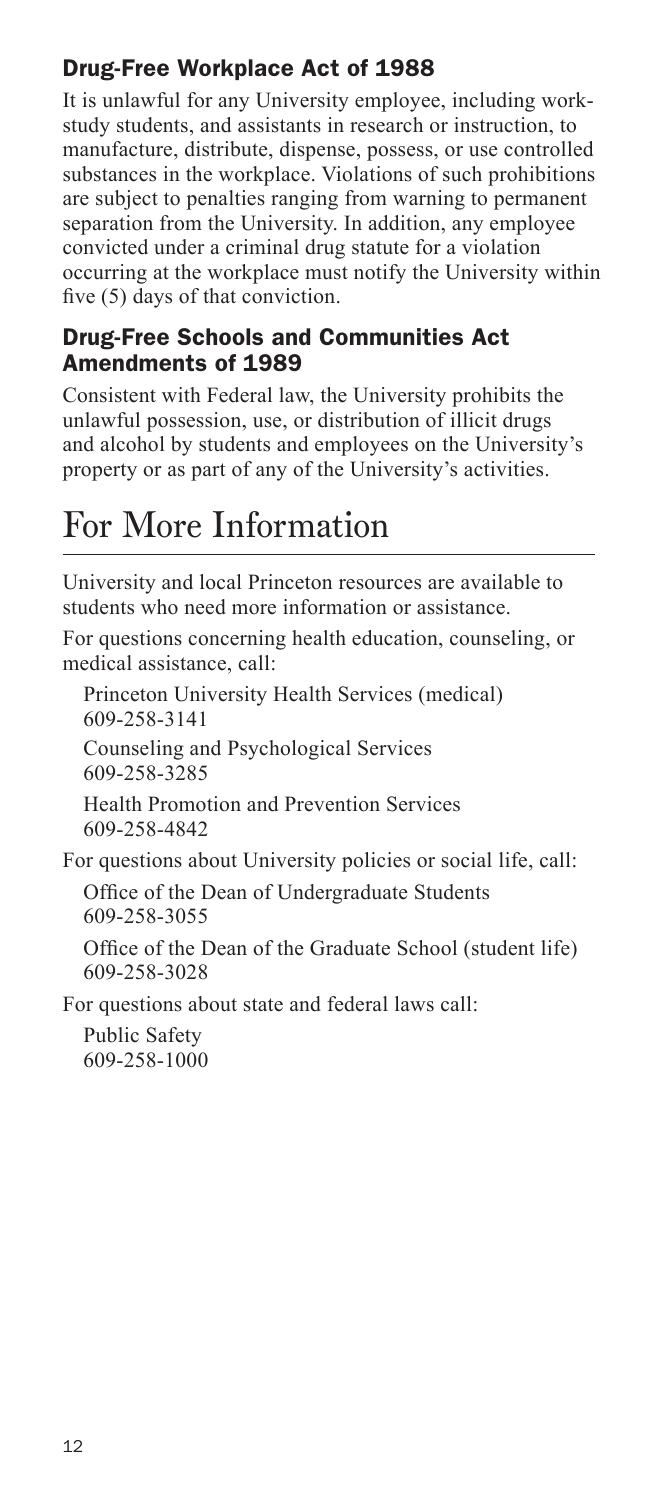### Drug-Free Workplace Act of 1988

It is unlawful for any University employee, including work-study students, and assistants in research or instruction, to manufacture, distribute, dispense, possess, or use controlled substances in the workplace. Violations of such prohibitions are subject to penalties ranging from warning to permanent separation from the University. In addition, any employee convicted under a criminal drug statute for a violation occurring at the workplace must notify the University within five (5) days of that conviction.

### Drug-Free Schools and Communities Act Amendments of 1989

Consistent with Federal law, the University prohibits the unlawful possession, use, or distribution of illicit drugs and alcohol by students and employees on the University's property or as part of any of the University's activities.

## For More Information

University and local Princeton resources are available to students who need more information or assistance.

For questions concerning health education, counseling, or medical assistance, call:

Princeton University Health Services (medical)
609-258-3141

Counseling and Psychological Services
609-258-3285

Health Promotion and Prevention Services
609-258-4842

For questions about University policies or social life, call:

Office of the Dean of Undergraduate Students
609-258-3055

Office of the Dean of the Graduate School (student life)
609-258-3028

For questions about state and federal laws call:

Public Safety
609-258-1000